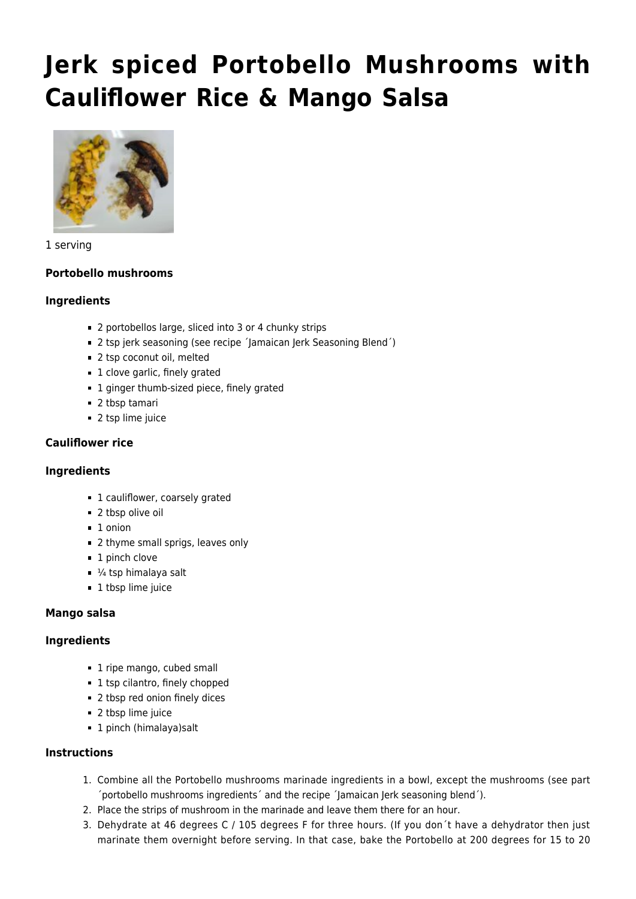# Jerk spiced Portobello Mushrooms with Cauliflower Rice & Mango Salsa

1 serving

#### Portobello mushrooms

#### Ingredients

- 2 portobellos large, sliced into 3 or 4 chunky strips
- 2 tsp jerk seasoning (see recipe ´Jamaican Jerk Seasoning Blend´)
- 2 tsp coconut oil, melted
- 1 clove garlic, finely grated
- 1 ginger thumb-sized piece, finely grated
- 2 tbsp tamari
- 2 tsp lime juice

#### Cauliflower rice

#### Ingredients

- 1 cauliflower, coarsely grated
- 2 tbsp olive oil
- 1 onion
- 2 thyme small sprigs, leaves only
- 1 pinch clove
- ¼ tsp himalaya salt
- 1 tbsp lime juice

#### Mango salsa

#### Ingredients

- 1 ripe mango, cubed small
- 1 tsp cilantro, finely chopped
- 2 tbsp red onion finely dices
- 2 tbsp lime juice
- 1 pinch (himalaya)salt

#### Instructions

1. Combine all the Portobello mushrooms marinade ingredients in a bowl, except the mushrooms (see part ´portobello mushrooms ingredients´ and the recipe ´Jamaican Jerk seasoning blend´).
2. Place the strips of mushroom in the marinade and leave them there for an hour.
3. Dehydrate at 46 degrees C / 105 degrees F for three hours. (If you don´t have a dehydrator then just marinate them overnight before serving. In that case, bake the Portobello at 200 degrees for 15 to 20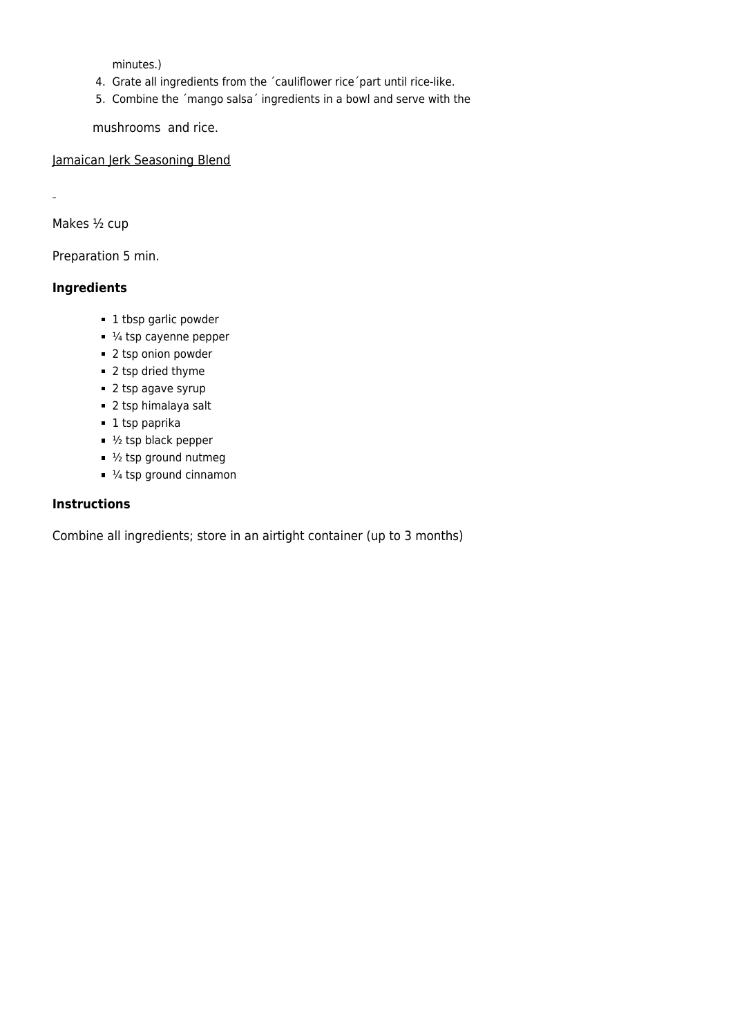minutes.)

4. Grate all ingredients from the ´cauliflower rice´part until rice-like.
5. Combine the ´mango salsa´ ingredients in a bowl and serve with the

mushrooms and rice.

Jamaican Jerk Seasoning Blend

Makes ½ cup

Preparation 5 min.

**Ingredients**

- 1 tbsp garlic powder
- ¼ tsp cayenne pepper
- 2 tsp onion powder
- 2 tsp dried thyme
- 2 tsp agave syrup
- 2 tsp himalaya salt
- 1 tsp paprika
- ½ tsp black pepper
- ½ tsp ground nutmeg
- ¼ tsp ground cinnamon

**Instructions**

Combine all ingredients; store in an airtight container (up to 3 months)